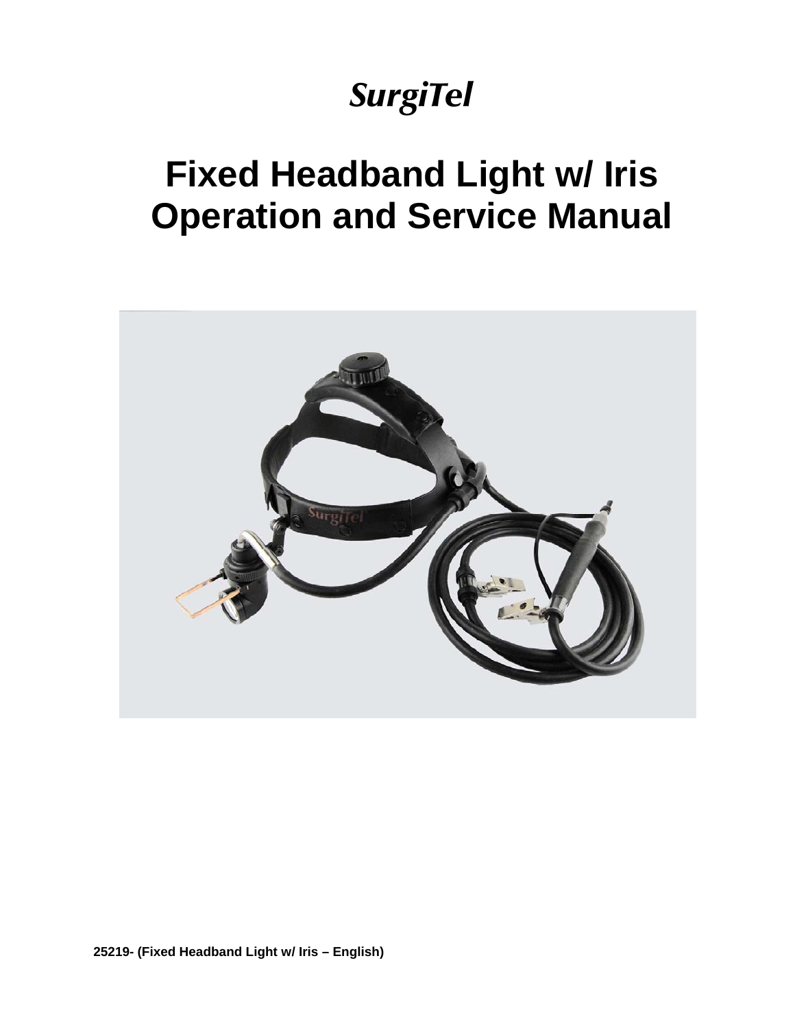SurgiTel

# Fixed Headband Light w/ Iris Operation and Service Manual

**25219- (Fixed Headband Light w/ Iris – English)**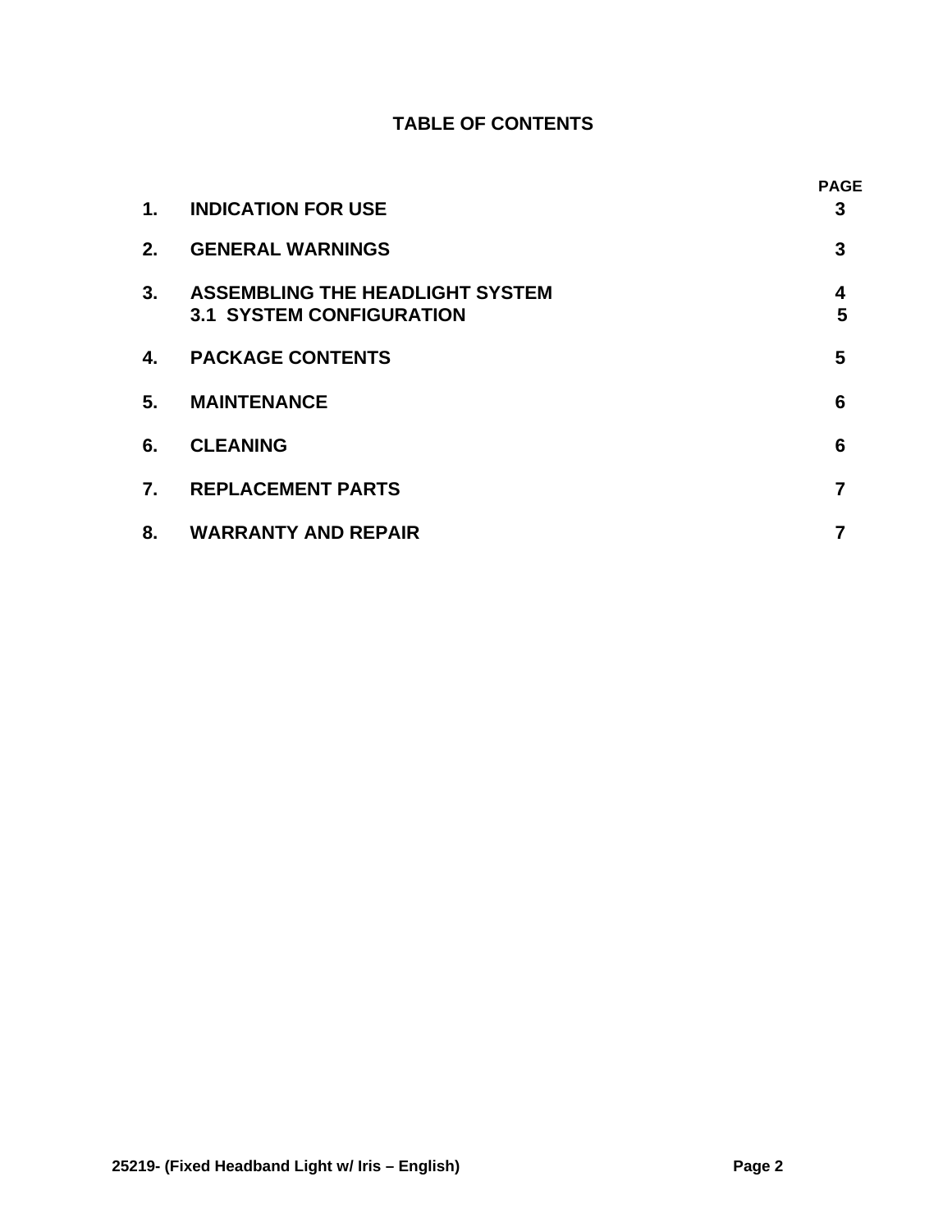## TABLE OF CONTENTS

| | | PAGE |
|---|---|---|
| **1.** | **INDICATION FOR USE** | **3** |
| **2.** | **GENERAL WARNINGS** | **3** |
| **3.** | **ASSEMBLING THE HEADLIGHT SYSTEM** | **4** |
| | **3.1 SYSTEM CONFIGURATION** | **5** |
| **4.** | **PACKAGE CONTENTS** | **5** |
| **5.** | **MAINTENANCE** | **6** |
| **6.** | **CLEANING** | **6** |
| **7.** | **REPLACEMENT PARTS** | **7** |
| **8.** | **WARRANTY AND REPAIR** | **7** |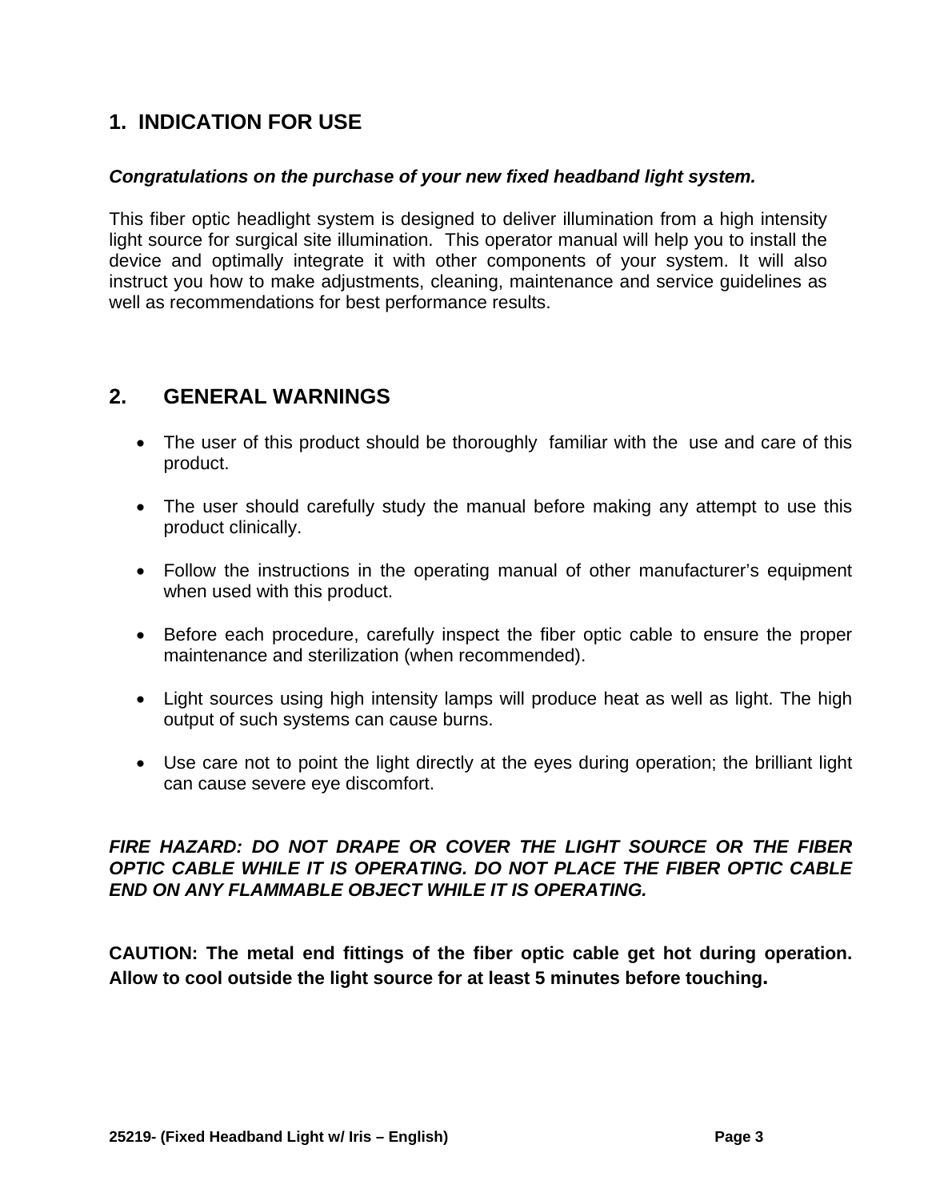## 1. INDICATION FOR USE

***Congratulations on the purchase of your new fixed headband light system.***

This fiber optic headlight system is designed to deliver illumination from a high intensity light source for surgical site illumination. This operator manual will help you to install the device and optimally integrate it with other components of your system. It will also instruct you how to make adjustments, cleaning, maintenance and service guidelines as well as recommendations for best performance results.

## 2. GENERAL WARNINGS

- The user of this product should be thoroughly familiar with the use and care of this product.
- The user should carefully study the manual before making any attempt to use this product clinically.
- Follow the instructions in the operating manual of other manufacturer's equipment when used with this product.
- Before each procedure, carefully inspect the fiber optic cable to ensure the proper maintenance and sterilization (when recommended).
- Light sources using high intensity lamps will produce heat as well as light. The high output of such systems can cause burns.
- Use care not to point the light directly at the eyes during operation; the brilliant light can cause severe eye discomfort.

***FIRE HAZARD: DO NOT DRAPE OR COVER THE LIGHT SOURCE OR THE FIBER OPTIC CABLE WHILE IT IS OPERATING. DO NOT PLACE THE FIBER OPTIC CABLE END ON ANY FLAMMABLE OBJECT WHILE IT IS OPERATING.***

**CAUTION: The metal end fittings of the fiber optic cable get hot during operation. Allow to cool outside the light source for at least 5 minutes before touching.**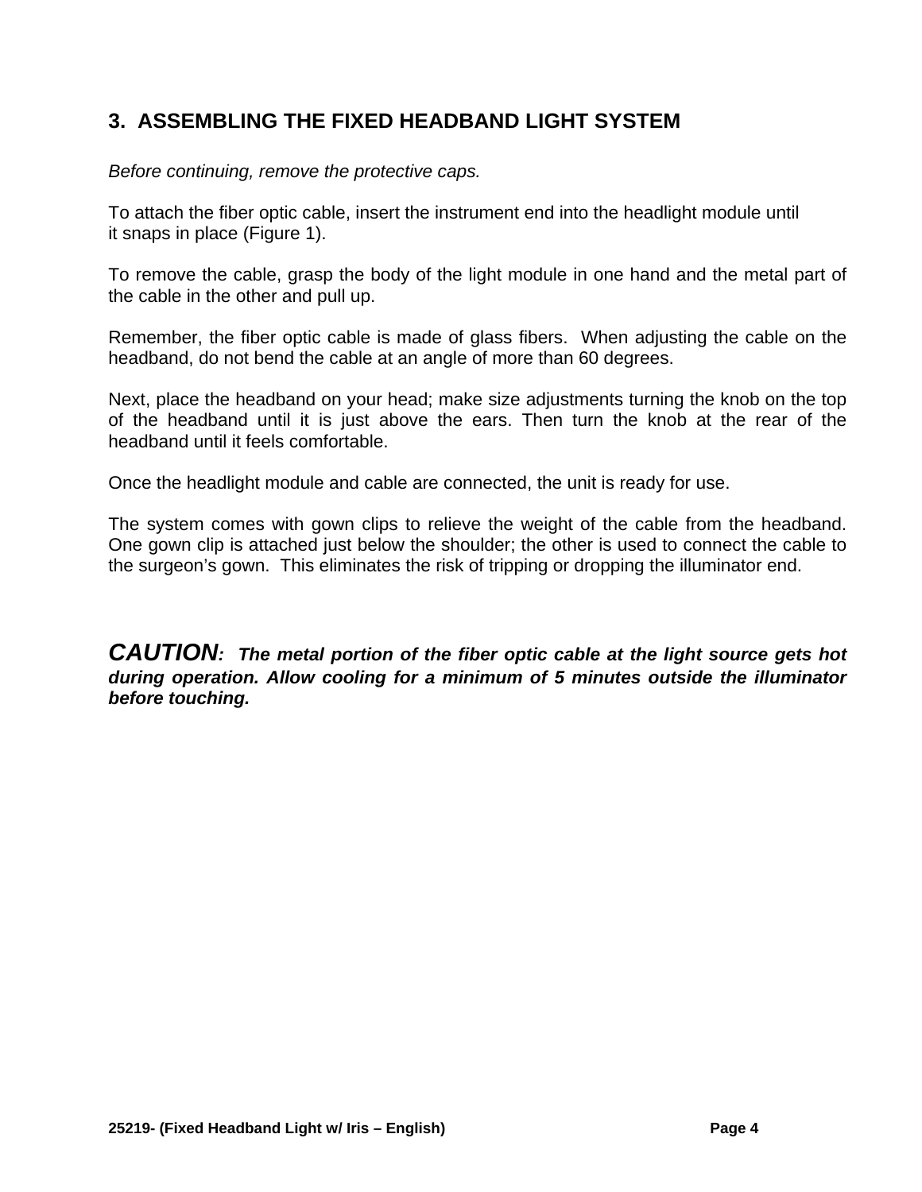## 3. ASSEMBLING THE FIXED HEADBAND LIGHT SYSTEM

*Before continuing, remove the protective caps.*

To attach the fiber optic cable, insert the instrument end into the headlight module until it snaps in place (Figure 1).

To remove the cable, grasp the body of the light module in one hand and the metal part of the cable in the other and pull up.

Remember, the fiber optic cable is made of glass fibers. When adjusting the cable on the headband, do not bend the cable at an angle of more than 60 degrees.

Next, place the headband on your head; make size adjustments turning the knob on the top of the headband until it is just above the ears. Then turn the knob at the rear of the headband until it feels comfortable.

Once the headlight module and cable are connected, the unit is ready for use.

The system comes with gown clips to relieve the weight of the cable from the headband. One gown clip is attached just below the shoulder; the other is used to connect the cable to the surgeon's gown. This eliminates the risk of tripping or dropping the illuminator end.

***CAUTION: The metal portion of the fiber optic cable at the light source gets hot during operation. Allow cooling for a minimum of 5 minutes outside the illuminator before touching.***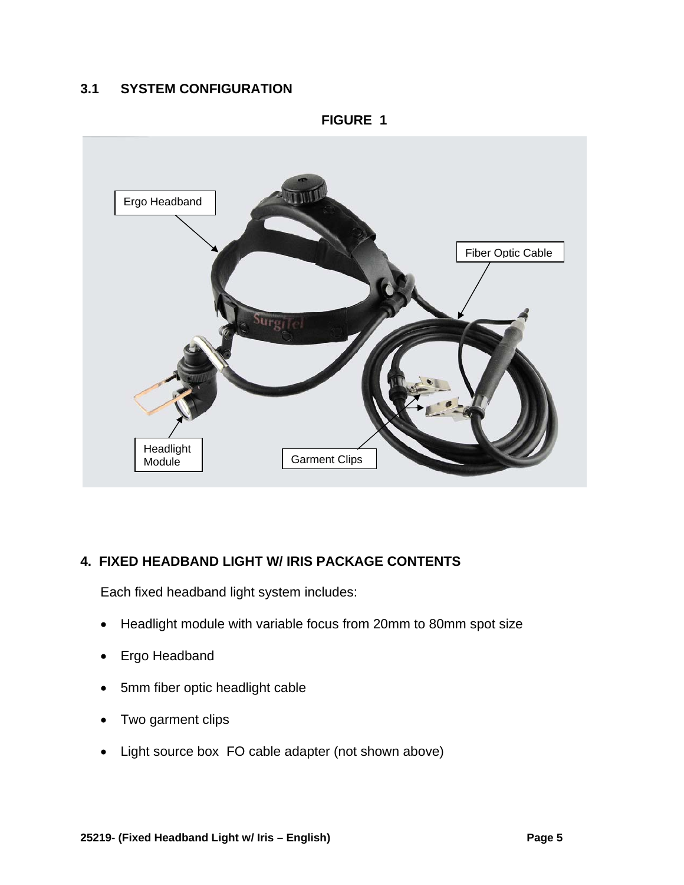## 3.1 SYSTEM CONFIGURATION

**FIGURE 1**

Ergo Headband

Fiber Optic Cable

Headlight Module

Garment Clips

## 4. FIXED HEADBAND LIGHT W/ IRIS PACKAGE CONTENTS

Each fixed headband light system includes:

- Headlight module with variable focus from 20mm to 80mm spot size
- Ergo Headband
- 5mm fiber optic headlight cable
- Two garment clips
- Light source box  FO cable adapter (not shown above)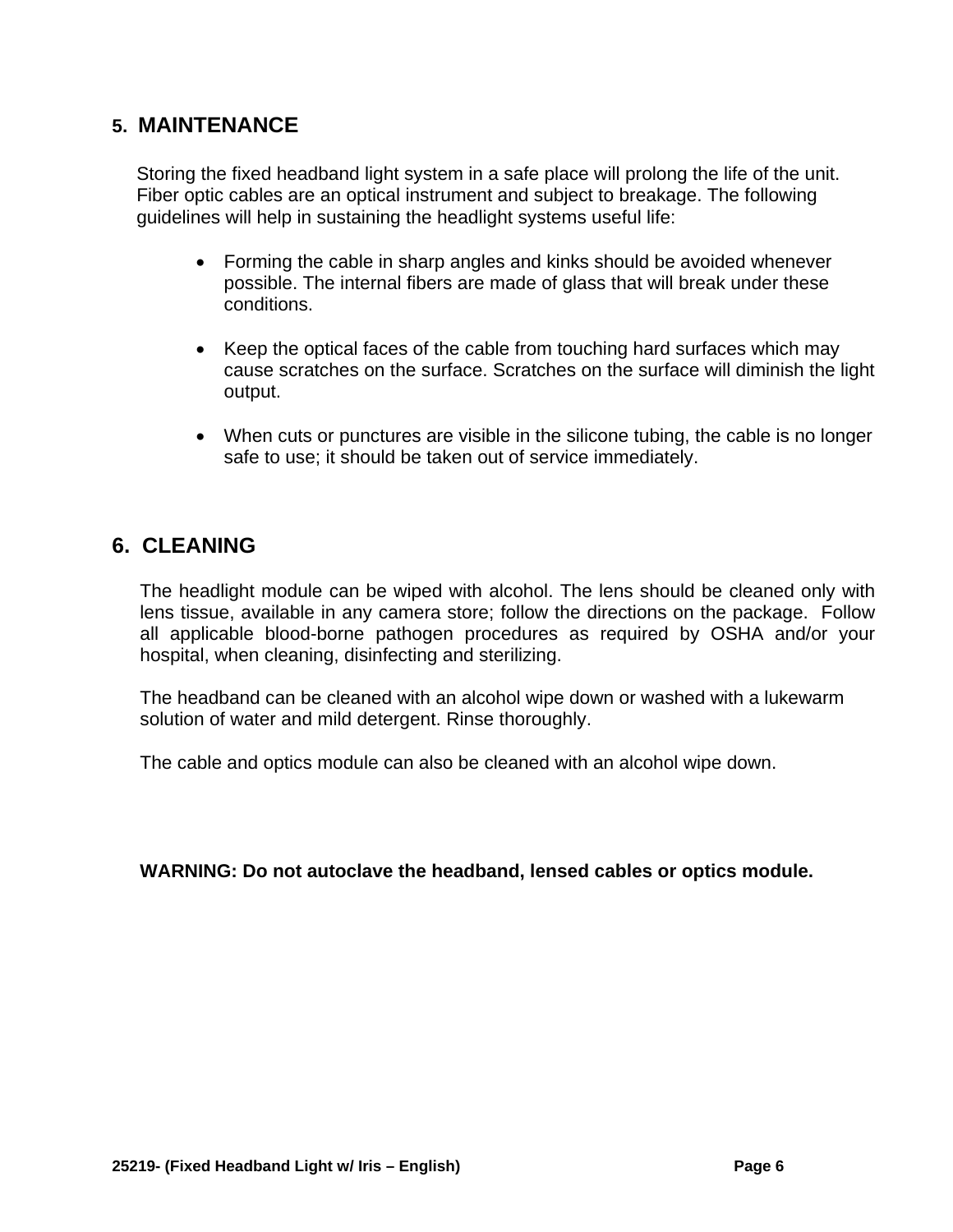## 5. MAINTENANCE

Storing the fixed headband light system in a safe place will prolong the life of the unit. Fiber optic cables are an optical instrument and subject to breakage. The following guidelines will help in sustaining the headlight systems useful life:

- Forming the cable in sharp angles and kinks should be avoided whenever possible. The internal fibers are made of glass that will break under these conditions.

- Keep the optical faces of the cable from touching hard surfaces which may cause scratches on the surface. Scratches on the surface will diminish the light output.

- When cuts or punctures are visible in the silicone tubing, the cable is no longer safe to use; it should be taken out of service immediately.

## 6. CLEANING

The headlight module can be wiped with alcohol. The lens should be cleaned only with lens tissue, available in any camera store; follow the directions on the package. Follow all applicable blood-borne pathogen procedures as required by OSHA and/or your hospital, when cleaning, disinfecting and sterilizing.

The headband can be cleaned with an alcohol wipe down or washed with a lukewarm solution of water and mild detergent. Rinse thoroughly.

The cable and optics module can also be cleaned with an alcohol wipe down.

**WARNING: Do not autoclave the headband, lensed cables or optics module.**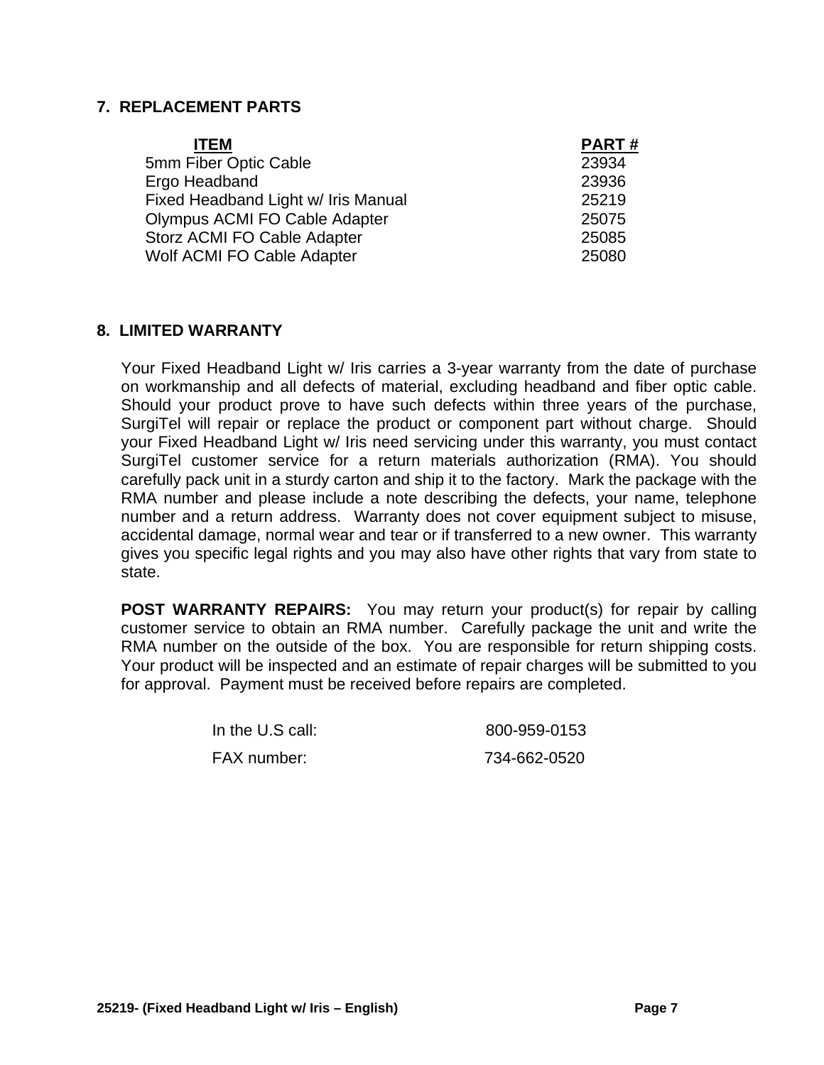## 7. REPLACEMENT PARTS

| ITEM | PART # |
|---|---|
| 5mm Fiber Optic Cable | 23934 |
| Ergo Headband | 23936 |
| Fixed Headband Light w/ Iris Manual | 25219 |
| Olympus ACMI FO Cable Adapter | 25075 |
| Storz ACMI FO Cable Adapter | 25085 |
| Wolf ACMI FO Cable Adapter | 25080 |

## 8. LIMITED WARRANTY

Your Fixed Headband Light w/ Iris carries a 3-year warranty from the date of purchase on workmanship and all defects of material, excluding headband and fiber optic cable. Should your product prove to have such defects within three years of the purchase, SurgiTel will repair or replace the product or component part without charge. Should your Fixed Headband Light w/ Iris need servicing under this warranty, you must contact SurgiTel customer service for a return materials authorization (RMA). You should carefully pack unit in a sturdy carton and ship it to the factory. Mark the package with the RMA number and please include a note describing the defects, your name, telephone number and a return address. Warranty does not cover equipment subject to misuse, accidental damage, normal wear and tear or if transferred to a new owner. This warranty gives you specific legal rights and you may also have other rights that vary from state to state.

**POST WARRANTY REPAIRS:** You may return your product(s) for repair by calling customer service to obtain an RMA number. Carefully package the unit and write the RMA number on the outside of the box. You are responsible for return shipping costs. Your product will be inspected and an estimate of repair charges will be submitted to you for approval. Payment must be received before repairs are completed.

| | |
|---|---|
| In the U.S call: | 800-959-0153 |
| FAX number: | 734-662-0520 |